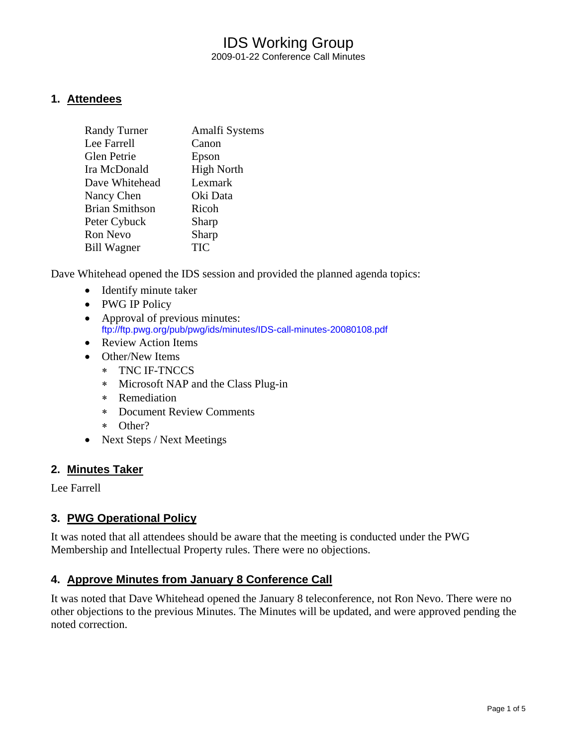# IDS Working Group

2009-01-22 Conference Call Minutes

## 1. Attendees

| | |
|---|---|
| Randy Turner | Amalfi Systems |
| Lee Farrell | Canon |
| Glen Petrie | Epson |
| Ira McDonald | High North |
| Dave Whitehead | Lexmark |
| Nancy Chen | Oki Data |
| Brian Smithson | Ricoh |
| Peter Cybuck | Sharp |
| Ron Nevo | Sharp |
| Bill Wagner | TIC |

Dave Whitehead opened the IDS session and provided the planned agenda topics:

- Identify minute taker
- PWG IP Policy
- Approval of previous minutes: ftp://ftp.pwg.org/pub/pwg/ids/minutes/IDS-call-minutes-20080108.pdf
- Review Action Items
- Other/New Items
  - TNC IF-TNCCS
  - Microsoft NAP and the Class Plug-in
  - Remediation
  - Document Review Comments
  - Other?
- Next Steps / Next Meetings

## 2. Minutes Taker

Lee Farrell

## 3. PWG Operational Policy

It was noted that all attendees should be aware that the meeting is conducted under the PWG Membership and Intellectual Property rules. There were no objections.

## 4. Approve Minutes from January 8 Conference Call

It was noted that Dave Whitehead opened the January 8 teleconference, not Ron Nevo. There were no other objections to the previous Minutes. The Minutes will be updated, and were approved pending the noted correction.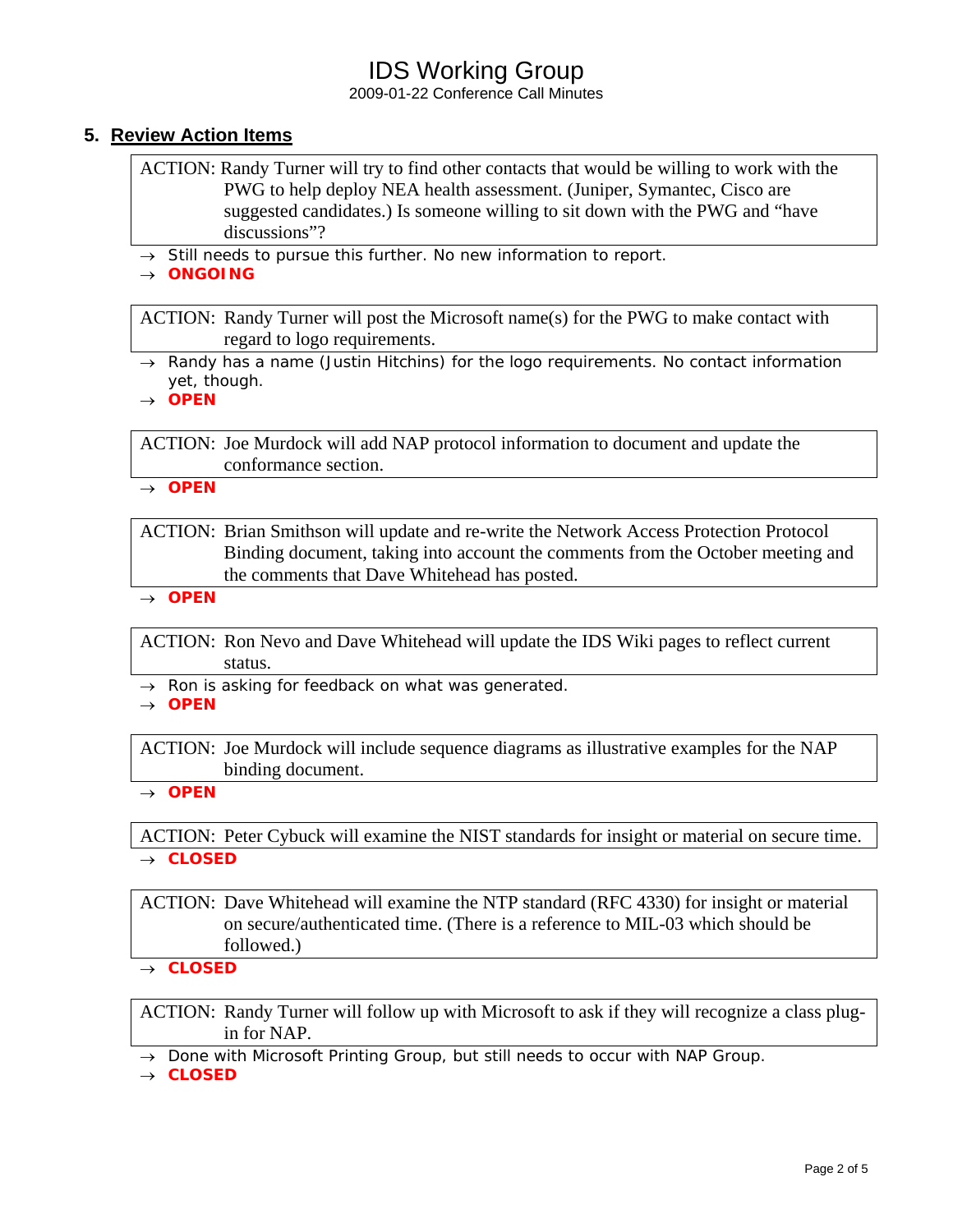## 5. Review Action Items

ACTION: Randy Turner will try to find other contacts that would be willing to work with the PWG to help deploy NEA health assessment. (Juniper, Symantec, Cisco are suggested candidates.) Is someone willing to sit down with the PWG and "have discussions"?

→ Still needs to pursue this further. No new information to report.
→ **ONGOING**

ACTION: Randy Turner will post the Microsoft name(s) for the PWG to make contact with regard to logo requirements.

→ Randy has a name (Justin Hitchins) for the logo requirements. No contact information yet, though.
→ **OPEN**

ACTION: Joe Murdock will add NAP protocol information to document and update the conformance section.

→ **OPEN**

ACTION: Brian Smithson will update and re-write the Network Access Protection Protocol Binding document, taking into account the comments from the October meeting and the comments that Dave Whitehead has posted.

→ **OPEN**

ACTION: Ron Nevo and Dave Whitehead will update the IDS Wiki pages to reflect current status.

→ Ron is asking for feedback on what was generated.
→ **OPEN**

ACTION: Joe Murdock will include sequence diagrams as illustrative examples for the NAP binding document.

→ **OPEN**

ACTION: Peter Cybuck will examine the NIST standards for insight or material on secure time.

→ **CLOSED**

ACTION: Dave Whitehead will examine the NTP standard (RFC 4330) for insight or material on secure/authenticated time. (There is a reference to MIL-03 which should be followed.)

→ **CLOSED**

ACTION: Randy Turner will follow up with Microsoft to ask if they will recognize a class plug-in for NAP.

→ Done with Microsoft Printing Group, but still needs to occur with NAP Group.
→ **CLOSED**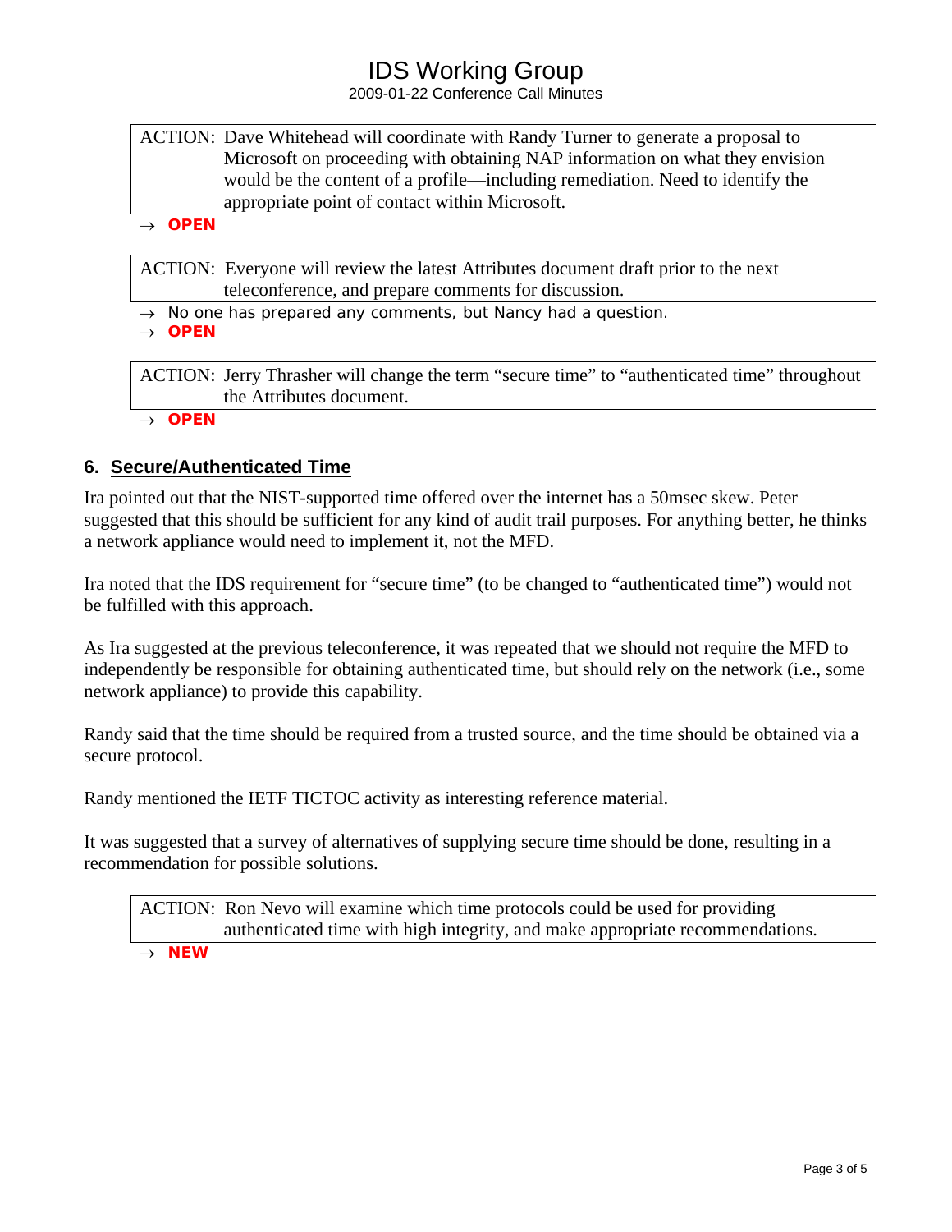ACTION: Dave Whitehead will coordinate with Randy Turner to generate a proposal to Microsoft on proceeding with obtaining NAP information on what they envision would be the content of a profile—including remediation. Need to identify the appropriate point of contact within Microsoft.

→ **OPEN**

ACTION: Everyone will review the latest Attributes document draft prior to the next teleconference, and prepare comments for discussion.

→ No one has prepared any comments, but Nancy had a question.

→ **OPEN**

ACTION: Jerry Thrasher will change the term "secure time" to "authenticated time" throughout the Attributes document.

→ **OPEN**

## 6. Secure/Authenticated Time

Ira pointed out that the NIST-supported time offered over the internet has a 50msec skew. Peter suggested that this should be sufficient for any kind of audit trail purposes. For anything better, he thinks a network appliance would need to implement it, not the MFD.

Ira noted that the IDS requirement for "secure time" (to be changed to "authenticated time") would not be fulfilled with this approach.

As Ira suggested at the previous teleconference, it was repeated that we should not require the MFD to independently be responsible for obtaining authenticated time, but should rely on the network (i.e., some network appliance) to provide this capability.

Randy said that the time should be required from a trusted source, and the time should be obtained via a secure protocol.

Randy mentioned the IETF TICTOC activity as interesting reference material.

It was suggested that a survey of alternatives of supplying secure time should be done, resulting in a recommendation for possible solutions.

ACTION: Ron Nevo will examine which time protocols could be used for providing authenticated time with high integrity, and make appropriate recommendations.

→ **NEW**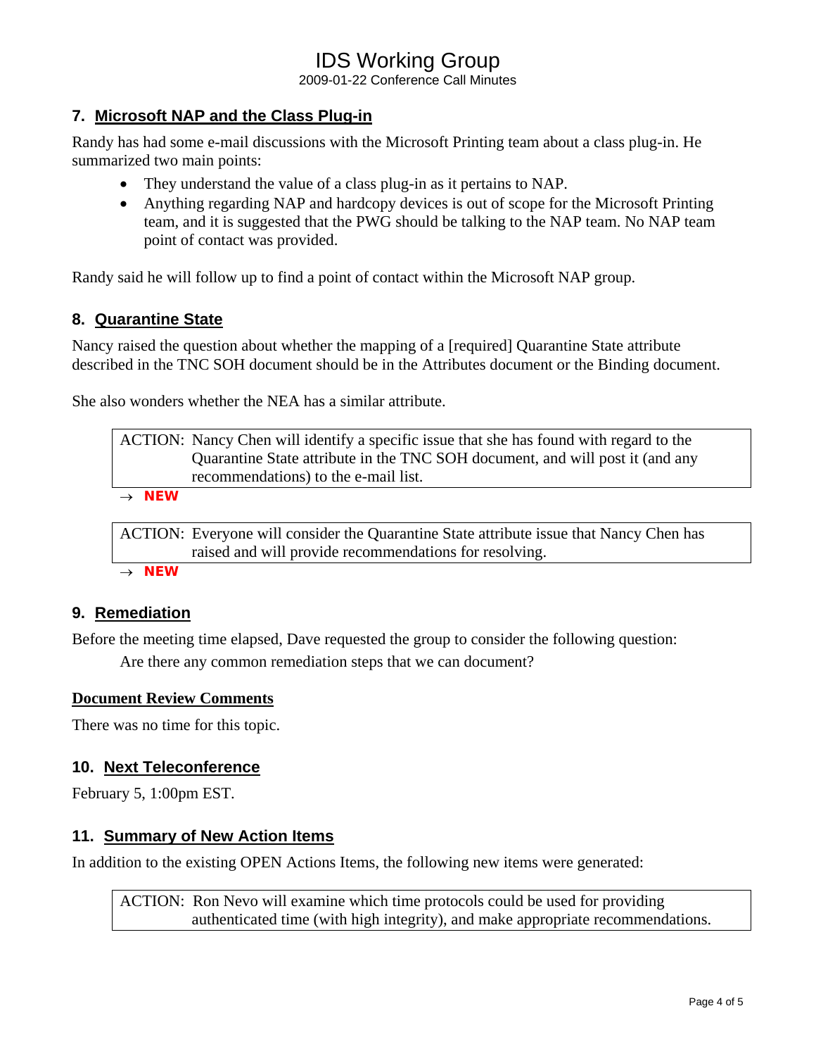## 7. Microsoft NAP and the Class Plug-in

Randy has had some e-mail discussions with the Microsoft Printing team about a class plug-in. He summarized two main points:

- They understand the value of a class plug-in as it pertains to NAP.
- Anything regarding NAP and hardcopy devices is out of scope for the Microsoft Printing team, and it is suggested that the PWG should be talking to the NAP team. No NAP team point of contact was provided.

Randy said he will follow up to find a point of contact within the Microsoft NAP group.

## 8. Quarantine State

Nancy raised the question about whether the mapping of a [required] Quarantine State attribute described in the TNC SOH document should be in the Attributes document or the Binding document.

She also wonders whether the NEA has a similar attribute.

> ACTION: Nancy Chen will identify a specific issue that she has found with regard to the Quarantine State attribute in the TNC SOH document, and will post it (and any recommendations) to the e-mail list.

→ **NEW**

> ACTION: Everyone will consider the Quarantine State attribute issue that Nancy Chen has raised and will provide recommendations for resolving.

→ **NEW**

## 9. Remediation

Before the meeting time elapsed, Dave requested the group to consider the following question:

Are there any common remediation steps that we can document?

### Document Review Comments

There was no time for this topic.

## 10. Next Teleconference

February 5, 1:00pm EST.

## 11. Summary of New Action Items

In addition to the existing OPEN Actions Items, the following new items were generated:

> ACTION: Ron Nevo will examine which time protocols could be used for providing authenticated time (with high integrity), and make appropriate recommendations.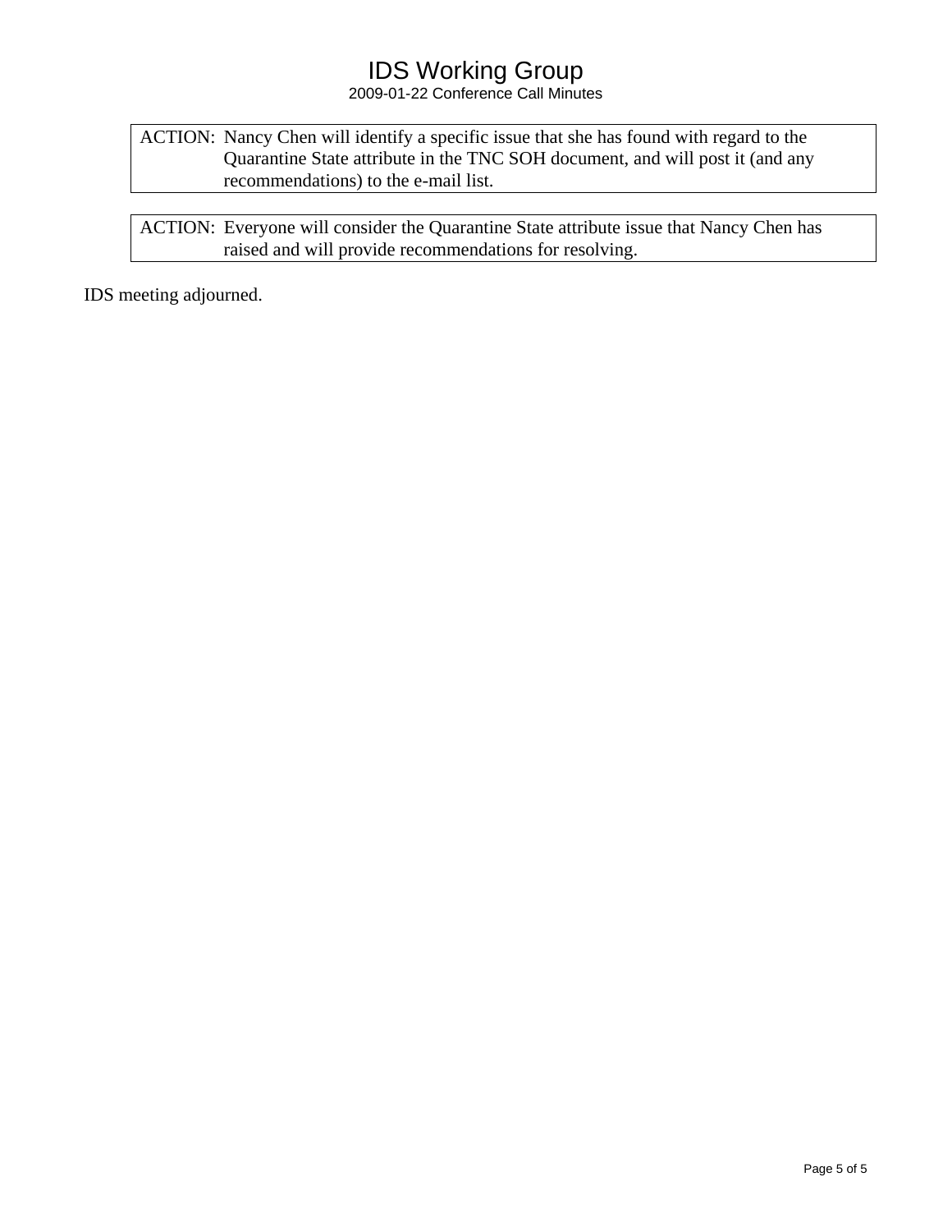ACTION: Nancy Chen will identify a specific issue that she has found with regard to the Quarantine State attribute in the TNC SOH document, and will post it (and any recommendations) to the e-mail list.

ACTION: Everyone will consider the Quarantine State attribute issue that Nancy Chen has raised and will provide recommendations for resolving.

IDS meeting adjourned.